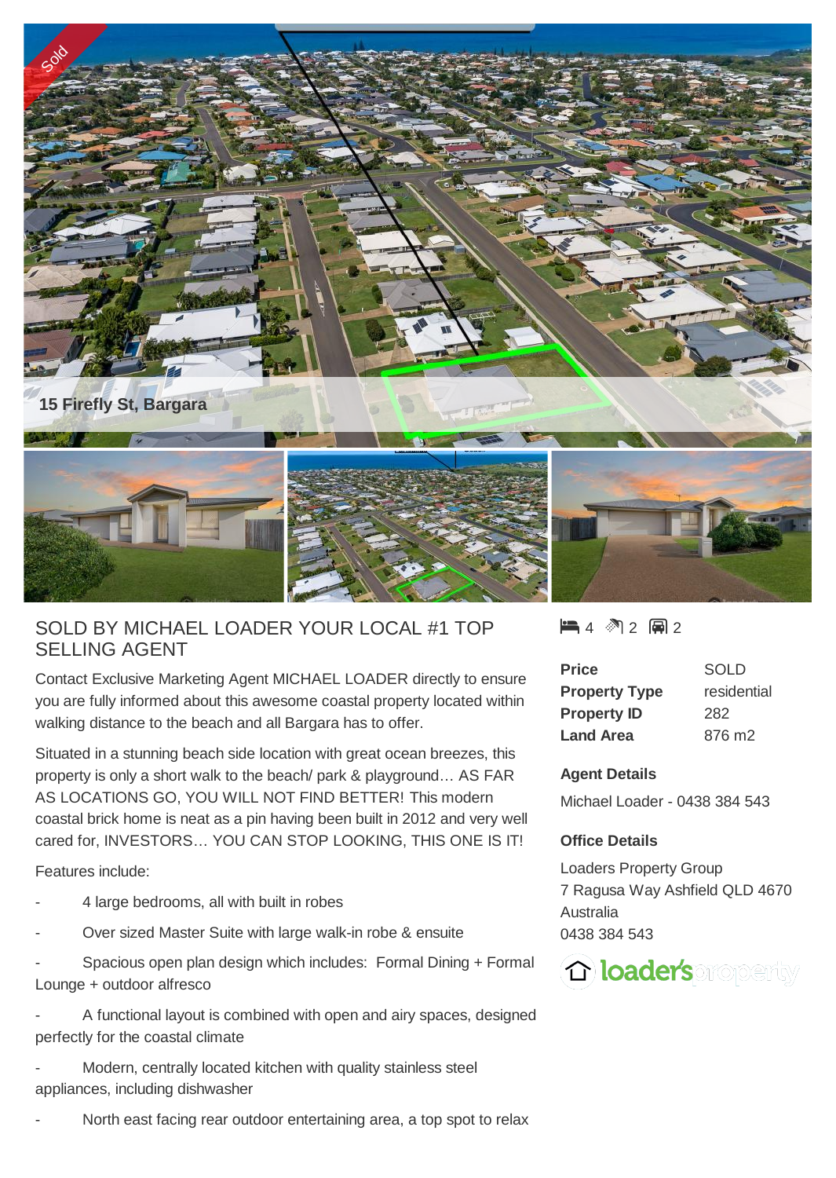15 Firefly St, Bargara

## SOLD BY MICHAEL LOADER YOUR LOCAL #1 TOP SELLING AGENT

Contact Exclusive Marketing Agent MICHAEL LOADER directly to ensure you are fully informed about this awesome coastal property located within walking distance to the beach and all Bargara has to offer.

Situated in a stunning beach side location with great ocean breezes, this property is only a short walk to the beach/ park & playground… AS FAR AS LOCATIONS GO, YOU WILL NOT FIND BETTER! This modern coastal brick home is neat as a pin having been built in 2012 and very well cared for, INVESTORS… YOU CAN STOP LOOKING, THIS ONE IS IT!

Features include:

- 4 large bedrooms, all with built in robes
- Over sized Master Suite with large walk-in robe & ensuite
- Spacious open plan design which includes: Formal Dining + Formal Lounge + outdoor alfresco
- A functional layout is combined with open and airy spaces, designed perfectly for the coastal climate
- Modern, centrally located kitchen with quality stainless steel appliances, including dishwasher
- North east facing rear outdoor entertaining area, a top spot to relax

4 bedrooms, 2 bathrooms, 2 car spaces

| | |
|---|---|
| **Price** | SOLD |
| **Property Type** | residential |
| **Property ID** | 282 |
| **Land Area** | 876 m2 |

### Agent Details

Michael Loader - 0438 384 543

### Office Details

Loaders Property Group
7 Ragusa Way Ashfield QLD 4670
Australia
0438 384 543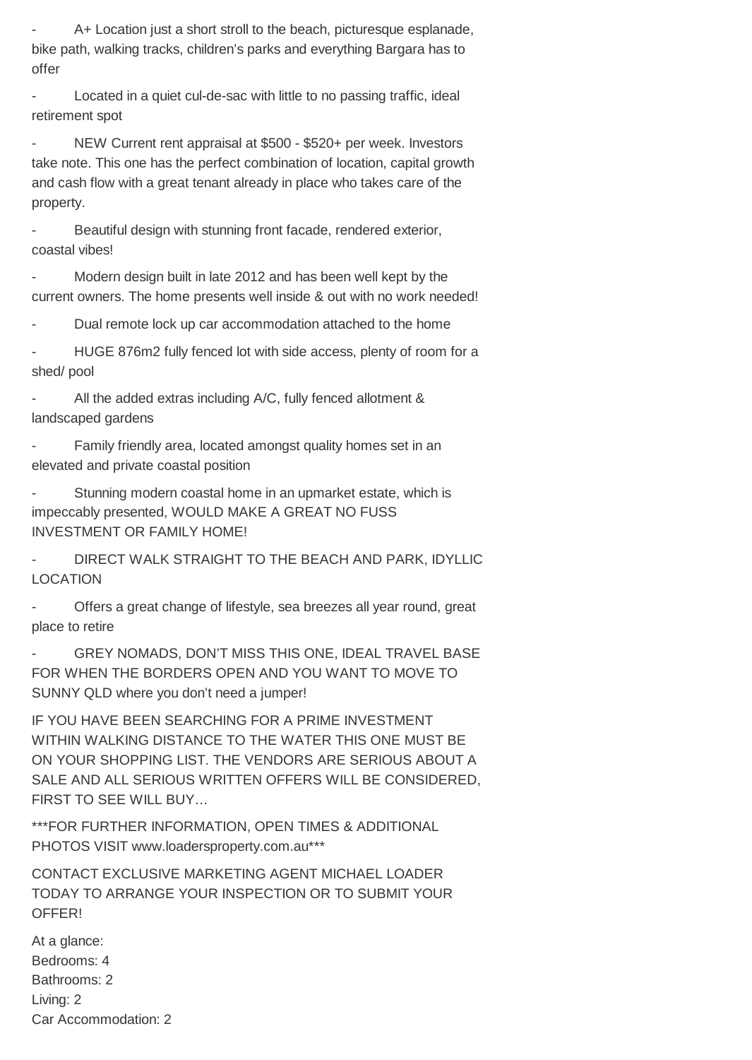- A+ Location just a short stroll to the beach, picturesque esplanade, bike path, walking tracks, children's parks and everything Bargara has to offer
- Located in a quiet cul-de-sac with little to no passing traffic, ideal retirement spot
- NEW Current rent appraisal at $500 - $520+ per week. Investors take note. This one has the perfect combination of location, capital growth and cash flow with a great tenant already in place who takes care of the property.
- Beautiful design with stunning front facade, rendered exterior, coastal vibes!
- Modern design built in late 2012 and has been well kept by the current owners. The home presents well inside & out with no work needed!
- Dual remote lock up car accommodation attached to the home
- HUGE 876m2 fully fenced lot with side access, plenty of room for a shed/ pool
- All the added extras including A/C, fully fenced allotment & landscaped gardens
- Family friendly area, located amongst quality homes set in an elevated and private coastal position
- Stunning modern coastal home in an upmarket estate, which is impeccably presented, WOULD MAKE A GREAT NO FUSS INVESTMENT OR FAMILY HOME!
- DIRECT WALK STRAIGHT TO THE BEACH AND PARK, IDYLLIC LOCATION
- Offers a great change of lifestyle, sea breezes all year round, great place to retire
- GREY NOMADS, DON'T MISS THIS ONE, IDEAL TRAVEL BASE FOR WHEN THE BORDERS OPEN AND YOU WANT TO MOVE TO SUNNY QLD where you don't need a jumper!

IF YOU HAVE BEEN SEARCHING FOR A PRIME INVESTMENT WITHIN WALKING DISTANCE TO THE WATER THIS ONE MUST BE ON YOUR SHOPPING LIST. THE VENDORS ARE SERIOUS ABOUT A SALE AND ALL SERIOUS WRITTEN OFFERS WILL BE CONSIDERED, FIRST TO SEE WILL BUY…

***FOR FURTHER INFORMATION, OPEN TIMES & ADDITIONAL PHOTOS VISIT www.loadersproperty.com.au***

CONTACT EXCLUSIVE MARKETING AGENT MICHAEL LOADER TODAY TO ARRANGE YOUR INSPECTION OR TO SUBMIT YOUR OFFER!

At a glance:
Bedrooms: 4
Bathrooms: 2
Living: 2
Car Accommodation: 2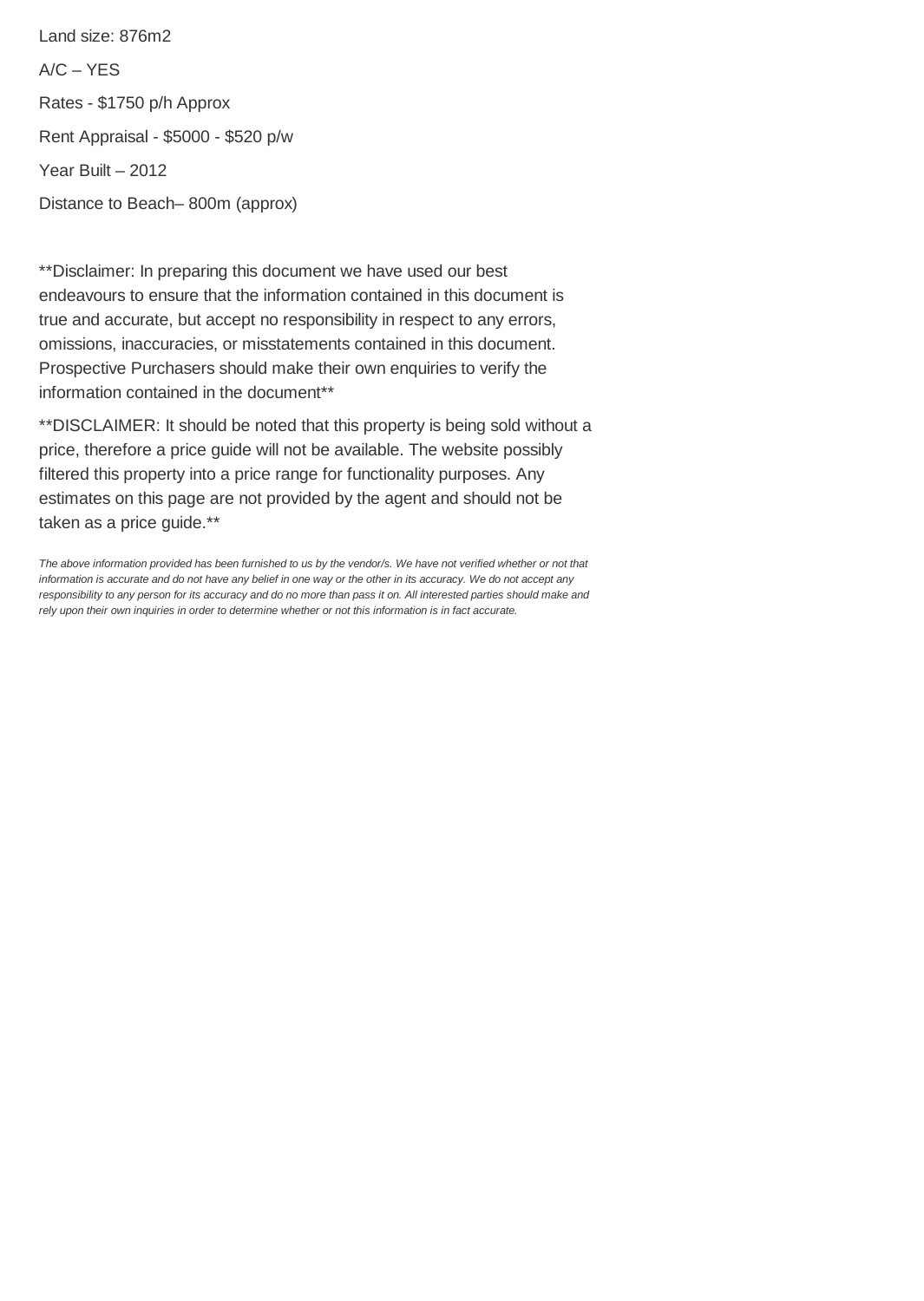Land size: 876m2

A/C – YES

Rates - $1750 p/h Approx

Rent Appraisal - $5000 - $520 p/w

Year Built – 2012

Distance to Beach– 800m (approx)

**Disclaimer: In preparing this document we have used our best endeavours to ensure that the information contained in this document is true and accurate, but accept no responsibility in respect to any errors, omissions, inaccuracies, or misstatements contained in this document. Prospective Purchasers should make their own enquiries to verify the information contained in the document**

**DISCLAIMER: It should be noted that this property is being sold without a price, therefore a price guide will not be available. The website possibly filtered this property into a price range for functionality purposes. Any estimates on this page are not provided by the agent and should not be taken as a price guide.**

*The above information provided has been furnished to us by the vendor/s. We have not verified whether or not that information is accurate and do not have any belief in one way or the other in its accuracy. We do not accept any responsibility to any person for its accuracy and do no more than pass it on. All interested parties should make and rely upon their own inquiries in order to determine whether or not this information is in fact accurate.*